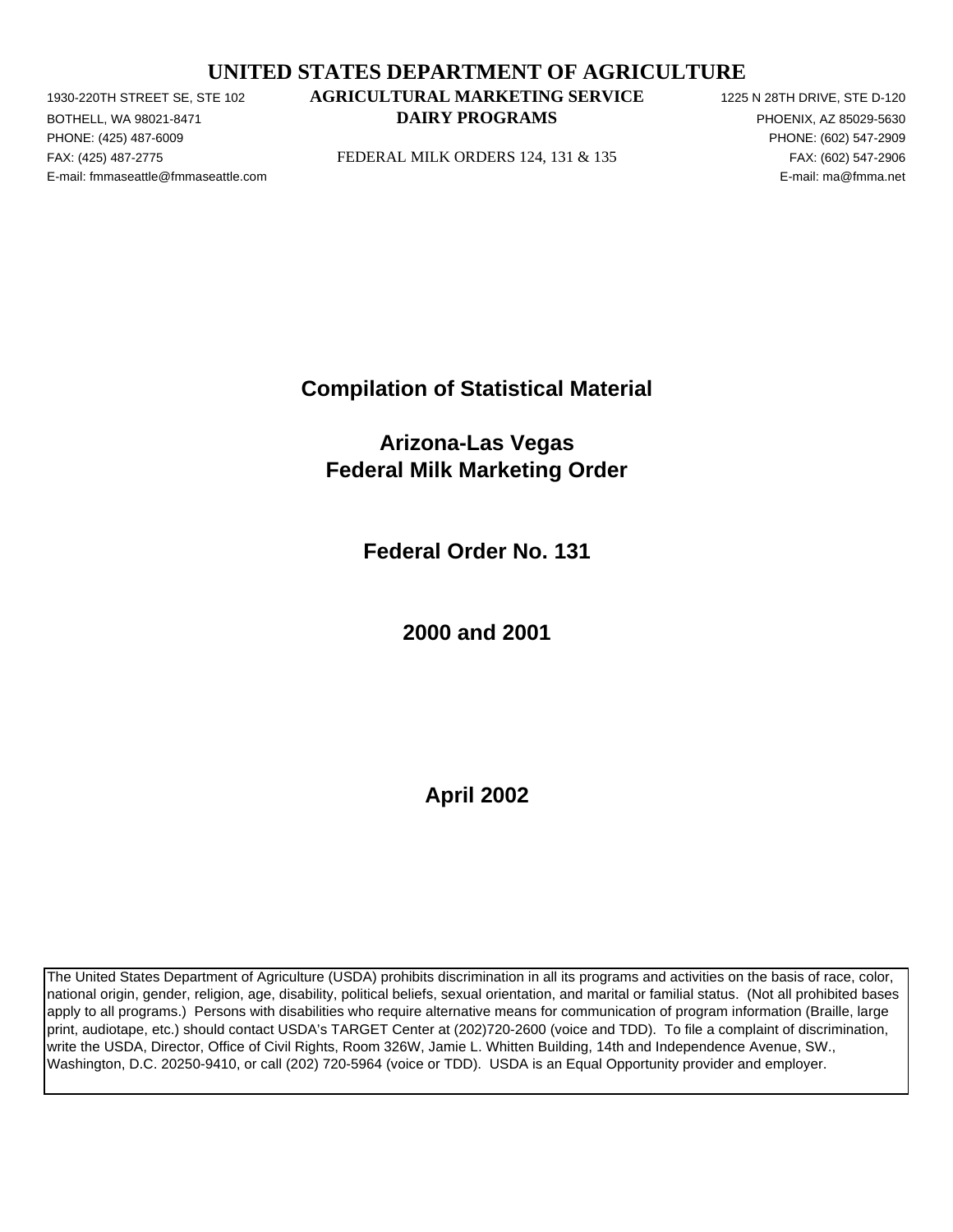# UNITED STATES DEPARTMENT OF AGRICULTURE

**AGRICULTURAL MARKETING SERVICE**
**DAIRY PROGRAMS**

FEDERAL MILK ORDERS 124, 131 & 135

1930-220TH STREET SE, STE 102
BOTHELL, WA 98021-8471
PHONE: (425) 487-6009
FAX: (425) 487-2775
E-mail: fmmaseattle@fmmaseattle.com

1225 N 28TH DRIVE, STE D-120
PHOENIX, AZ 85029-5630
PHONE: (602) 547-2909
FAX: (602) 547-2906
E-mail: ma@fmma.net

## Compilation of Statistical Material

## Arizona-Las Vegas
## Federal Milk Marketing Order

## Federal Order No. 131

## 2000 and 2001

## April 2002

The United States Department of Agriculture (USDA) prohibits discrimination in all its programs and activities on the basis of race, color, national origin, gender, religion, age, disability, political beliefs, sexual orientation, and marital or familial status. (Not all prohibited bases apply to all programs.) Persons with disabilities who require alternative means for communication of program information (Braille, large print, audiotape, etc.) should contact USDA's TARGET Center at (202)720-2600 (voice and TDD). To file a complaint of discrimination, write the USDA, Director, Office of Civil Rights, Room 326W, Jamie L. Whitten Building, 14th and Independence Avenue, SW., Washington, D.C. 20250-9410, or call (202) 720-5964 (voice or TDD). USDA is an Equal Opportunity provider and employer.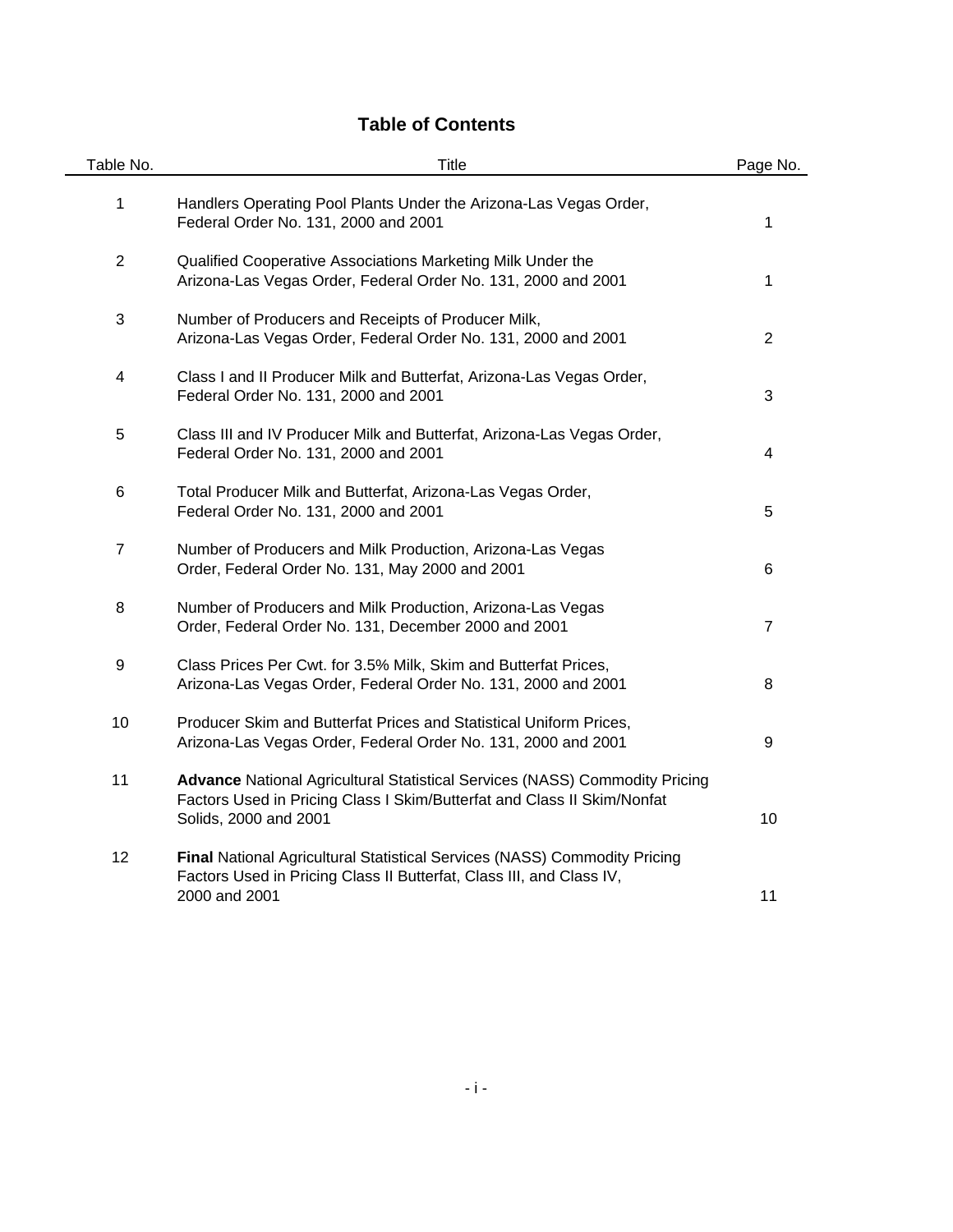# Table of Contents

| Table No. | Title | Page No. |
|---|---|---|
| 1 | Handlers Operating Pool Plants Under the Arizona-Las Vegas Order, Federal Order No. 131, 2000 and 2001 | 1 |
| 2 | Qualified Cooperative Associations Marketing Milk Under the Arizona-Las Vegas Order, Federal Order No. 131, 2000 and 2001 | 1 |
| 3 | Number of Producers and Receipts of Producer Milk, Arizona-Las Vegas Order, Federal Order No. 131, 2000 and 2001 | 2 |
| 4 | Class I and II Producer Milk and Butterfat, Arizona-Las Vegas Order, Federal Order No. 131, 2000 and 2001 | 3 |
| 5 | Class III and IV Producer Milk and Butterfat, Arizona-Las Vegas Order, Federal Order No. 131, 2000 and 2001 | 4 |
| 6 | Total Producer Milk and Butterfat, Arizona-Las Vegas Order, Federal Order No. 131, 2000 and 2001 | 5 |
| 7 | Number of Producers and Milk Production, Arizona-Las Vegas Order, Federal Order No. 131, May 2000 and 2001 | 6 |
| 8 | Number of Producers and Milk Production, Arizona-Las Vegas Order, Federal Order No. 131, December 2000 and 2001 | 7 |
| 9 | Class Prices Per Cwt. for 3.5% Milk, Skim and Butterfat Prices, Arizona-Las Vegas Order, Federal Order No. 131, 2000 and 2001 | 8 |
| 10 | Producer Skim and Butterfat Prices and Statistical Uniform Prices, Arizona-Las Vegas Order, Federal Order No. 131, 2000 and 2001 | 9 |
| 11 | **Advance** National Agricultural Statistical Services (NASS) Commodity Pricing Factors Used in Pricing Class I Skim/Butterfat and Class II Skim/Nonfat Solids, 2000 and 2001 | 10 |
| 12 | **Final** National Agricultural Statistical Services (NASS) Commodity Pricing Factors Used in Pricing Class II Butterfat, Class III, and Class IV, 2000 and 2001 | 11 |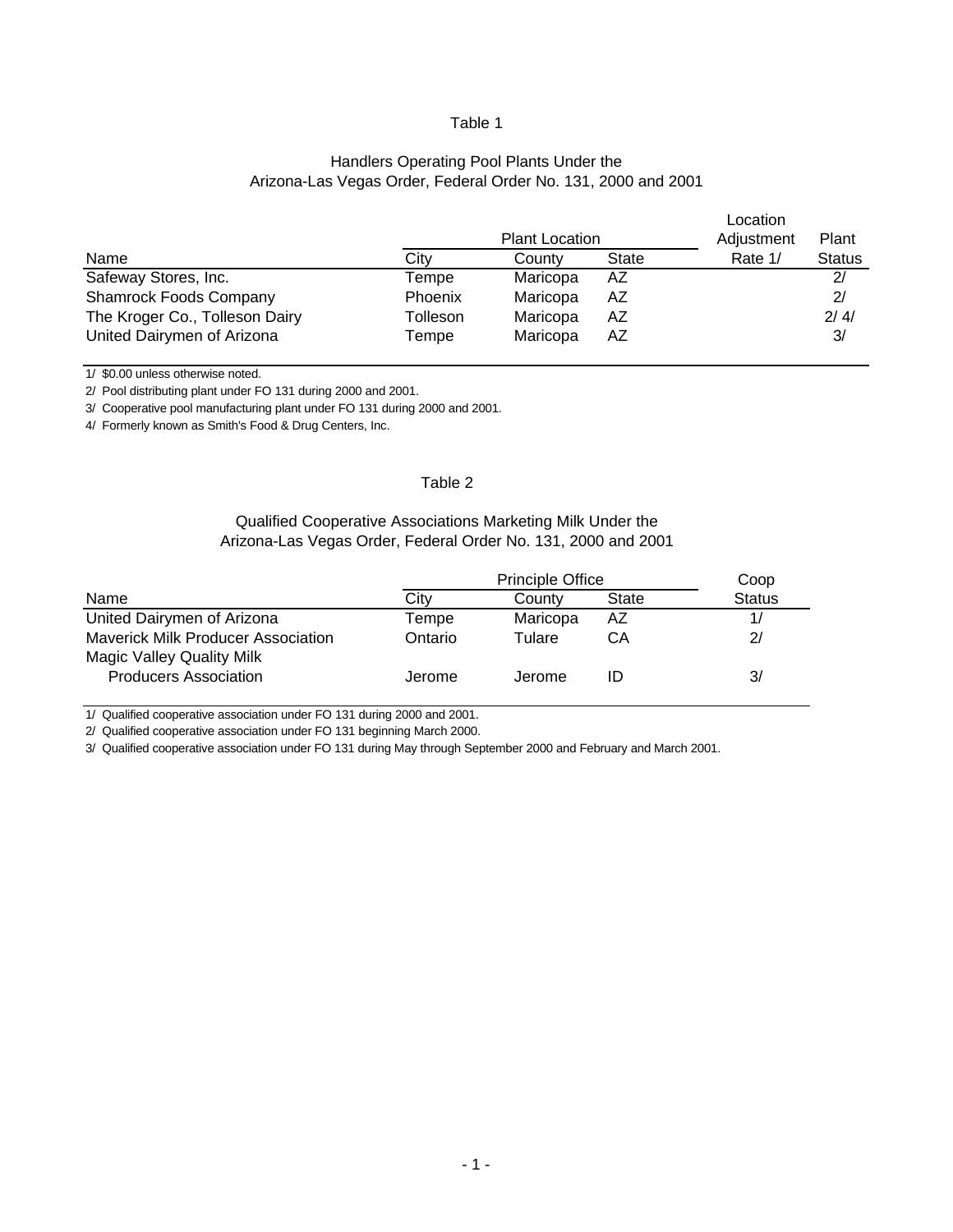Table 1

Handlers Operating Pool Plants Under the
Arizona-Las Vegas Order, Federal Order No. 131, 2000 and 2001

| | Plant Location | | | Location Adjustment | Plant |
|---|---|---|---|---|---|
| Name | City | County | State | Rate 1/ | Status |
| Safeway Stores, Inc. | Tempe | Maricopa | AZ | | 2/ |
| Shamrock Foods Company | Phoenix | Maricopa | AZ | | 2/ |
| The Kroger Co., Tolleson Dairy | Tolleson | Maricopa | AZ | | 2/ 4/ |
| United Dairymen of Arizona | Tempe | Maricopa | AZ | | 3/ |

1/ $0.00 unless otherwise noted.

2/ Pool distributing plant under FO 131 during 2000 and 2001.

3/ Cooperative pool manufacturing plant under FO 131 during 2000 and 2001.

4/ Formerly known as Smith's Food & Drug Centers, Inc.

Table 2

Qualified Cooperative Associations Marketing Milk Under the
Arizona-Las Vegas Order, Federal Order No. 131, 2000 and 2001

| | Principle Office | | | Coop |
|---|---|---|---|---|
| Name | City | County | State | Status |
| United Dairymen of Arizona | Tempe | Maricopa | AZ | 1/ |
| Maverick Milk Producer Association | Ontario | Tulare | CA | 2/ |
| Magic Valley Quality Milk Producers Association | Jerome | Jerome | ID | 3/ |

1/ Qualified cooperative association under FO 131 during 2000 and 2001.

2/ Qualified cooperative association under FO 131 beginning March 2000.

3/ Qualified cooperative association under FO 131 during May through September 2000 and February and March 2001.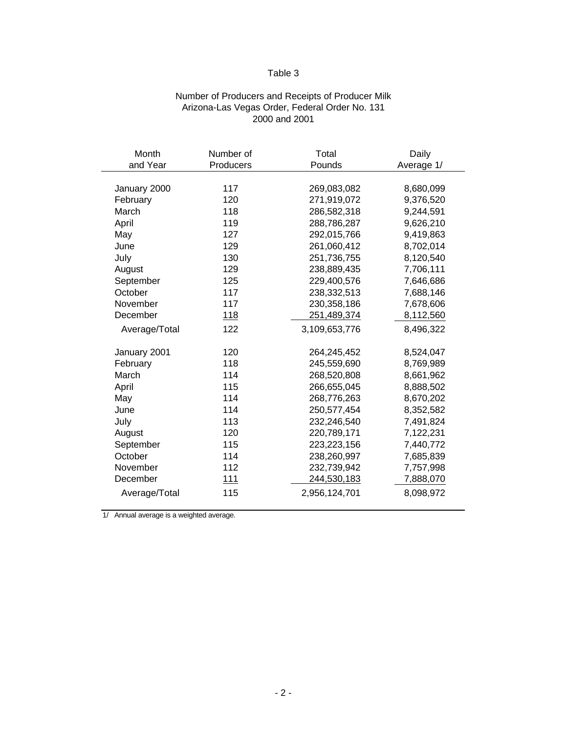Table 3

Number of Producers and Receipts of Producer Milk
Arizona-Las Vegas Order, Federal Order No. 131
2000 and 2001

| Month and Year | Number of Producers | Total Pounds | Daily Average 1/ |
|---|---|---|---|
| January 2000 | 117 | 269,083,082 | 8,680,099 |
| February | 120 | 271,919,072 | 9,376,520 |
| March | 118 | 286,582,318 | 9,244,591 |
| April | 119 | 288,786,287 | 9,626,210 |
| May | 127 | 292,015,766 | 9,419,863 |
| June | 129 | 261,060,412 | 8,702,014 |
| July | 130 | 251,736,755 | 8,120,540 |
| August | 129 | 238,889,435 | 7,706,111 |
| September | 125 | 229,400,576 | 7,646,686 |
| October | 117 | 238,332,513 | 7,688,146 |
| November | 117 | 230,358,186 | 7,678,606 |
| December | 118 | 251,489,374 | 8,112,560 |
| Average/Total | 122 | 3,109,653,776 | 8,496,322 |
| January 2001 | 120 | 264,245,452 | 8,524,047 |
| February | 118 | 245,559,690 | 8,769,989 |
| March | 114 | 268,520,808 | 8,661,962 |
| April | 115 | 266,655,045 | 8,888,502 |
| May | 114 | 268,776,263 | 8,670,202 |
| June | 114 | 250,577,454 | 8,352,582 |
| July | 113 | 232,246,540 | 7,491,824 |
| August | 120 | 220,789,171 | 7,122,231 |
| September | 115 | 223,223,156 | 7,440,772 |
| October | 114 | 238,260,997 | 7,685,839 |
| November | 112 | 232,739,942 | 7,757,998 |
| December | 111 | 244,530,183 | 7,888,070 |
| Average/Total | 115 | 2,956,124,701 | 8,098,972 |

1/ Annual average is a weighted average.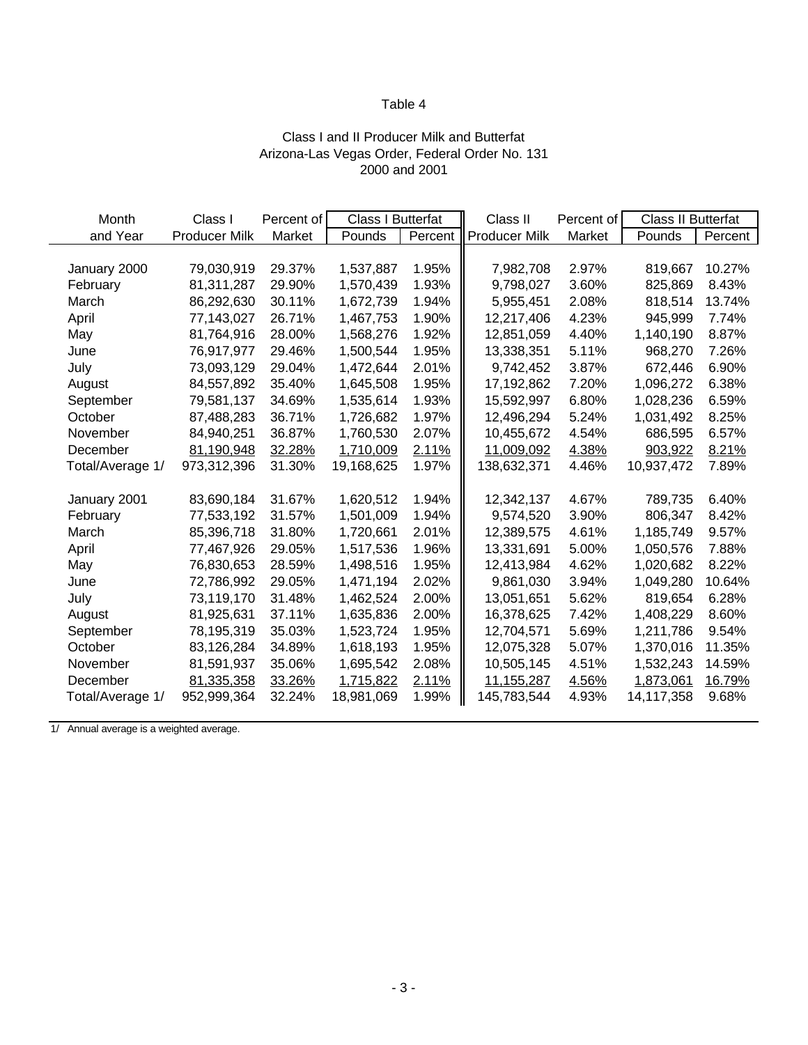Table 4

Class I and II Producer Milk and Butterfat
Arizona-Las Vegas Order, Federal Order No. 131
2000 and 2001

| Month and Year | Class I Producer Milk | Percent of Market | Class I Butterfat | | Class II Producer Milk | Percent of Market | Class II Butterfat | |
|---|---|---|---|---|---|---|---|---|
| | | | Pounds | Percent | | | Pounds | Percent |
| January 2000 | 79,030,919 | 29.37% | 1,537,887 | 1.95% | 7,982,708 | 2.97% | 819,667 | 10.27% |
| February | 81,311,287 | 29.90% | 1,570,439 | 1.93% | 9,798,027 | 3.60% | 825,869 | 8.43% |
| March | 86,292,630 | 30.11% | 1,672,739 | 1.94% | 5,955,451 | 2.08% | 818,514 | 13.74% |
| April | 77,143,027 | 26.71% | 1,467,753 | 1.90% | 12,217,406 | 4.23% | 945,999 | 7.74% |
| May | 81,764,916 | 28.00% | 1,568,276 | 1.92% | 12,851,059 | 4.40% | 1,140,190 | 8.87% |
| June | 76,917,977 | 29.46% | 1,500,544 | 1.95% | 13,338,351 | 5.11% | 968,270 | 7.26% |
| July | 73,093,129 | 29.04% | 1,472,644 | 2.01% | 9,742,452 | 3.87% | 672,446 | 6.90% |
| August | 84,557,892 | 35.40% | 1,645,508 | 1.95% | 17,192,862 | 7.20% | 1,096,272 | 6.38% |
| September | 79,581,137 | 34.69% | 1,535,614 | 1.93% | 15,592,997 | 6.80% | 1,028,236 | 6.59% |
| October | 87,488,283 | 36.71% | 1,726,682 | 1.97% | 12,496,294 | 5.24% | 1,031,492 | 8.25% |
| November | 84,940,251 | 36.87% | 1,760,530 | 2.07% | 10,455,672 | 4.54% | 686,595 | 6.57% |
| December | 81,190,948 | 32.28% | 1,710,009 | 2.11% | 11,009,092 | 4.38% | 903,922 | 8.21% |
| Total/Average 1/ | 973,312,396 | 31.30% | 19,168,625 | 1.97% | 138,632,371 | 4.46% | 10,937,472 | 7.89% |
| | | | | | | | | |
| January 2001 | 83,690,184 | 31.67% | 1,620,512 | 1.94% | 12,342,137 | 4.67% | 789,735 | 6.40% |
| February | 77,533,192 | 31.57% | 1,501,009 | 1.94% | 9,574,520 | 3.90% | 806,347 | 8.42% |
| March | 85,396,718 | 31.80% | 1,720,661 | 2.01% | 12,389,575 | 4.61% | 1,185,749 | 9.57% |
| April | 77,467,926 | 29.05% | 1,517,536 | 1.96% | 13,331,691 | 5.00% | 1,050,576 | 7.88% |
| May | 76,830,653 | 28.59% | 1,498,516 | 1.95% | 12,413,984 | 4.62% | 1,020,682 | 8.22% |
| June | 72,786,992 | 29.05% | 1,471,194 | 2.02% | 9,861,030 | 3.94% | 1,049,280 | 10.64% |
| July | 73,119,170 | 31.48% | 1,462,524 | 2.00% | 13,051,651 | 5.62% | 819,654 | 6.28% |
| August | 81,925,631 | 37.11% | 1,635,836 | 2.00% | 16,378,625 | 7.42% | 1,408,229 | 8.60% |
| September | 78,195,319 | 35.03% | 1,523,724 | 1.95% | 12,704,571 | 5.69% | 1,211,786 | 9.54% |
| October | 83,126,284 | 34.89% | 1,618,193 | 1.95% | 12,075,328 | 5.07% | 1,370,016 | 11.35% |
| November | 81,591,937 | 35.06% | 1,695,542 | 2.08% | 10,505,145 | 4.51% | 1,532,243 | 14.59% |
| December | 81,335,358 | 33.26% | 1,715,822 | 2.11% | 11,155,287 | 4.56% | 1,873,061 | 16.79% |
| Total/Average 1/ | 952,999,364 | 32.24% | 18,981,069 | 1.99% | 145,783,544 | 4.93% | 14,117,358 | 9.68% |

1/ Annual average is a weighted average.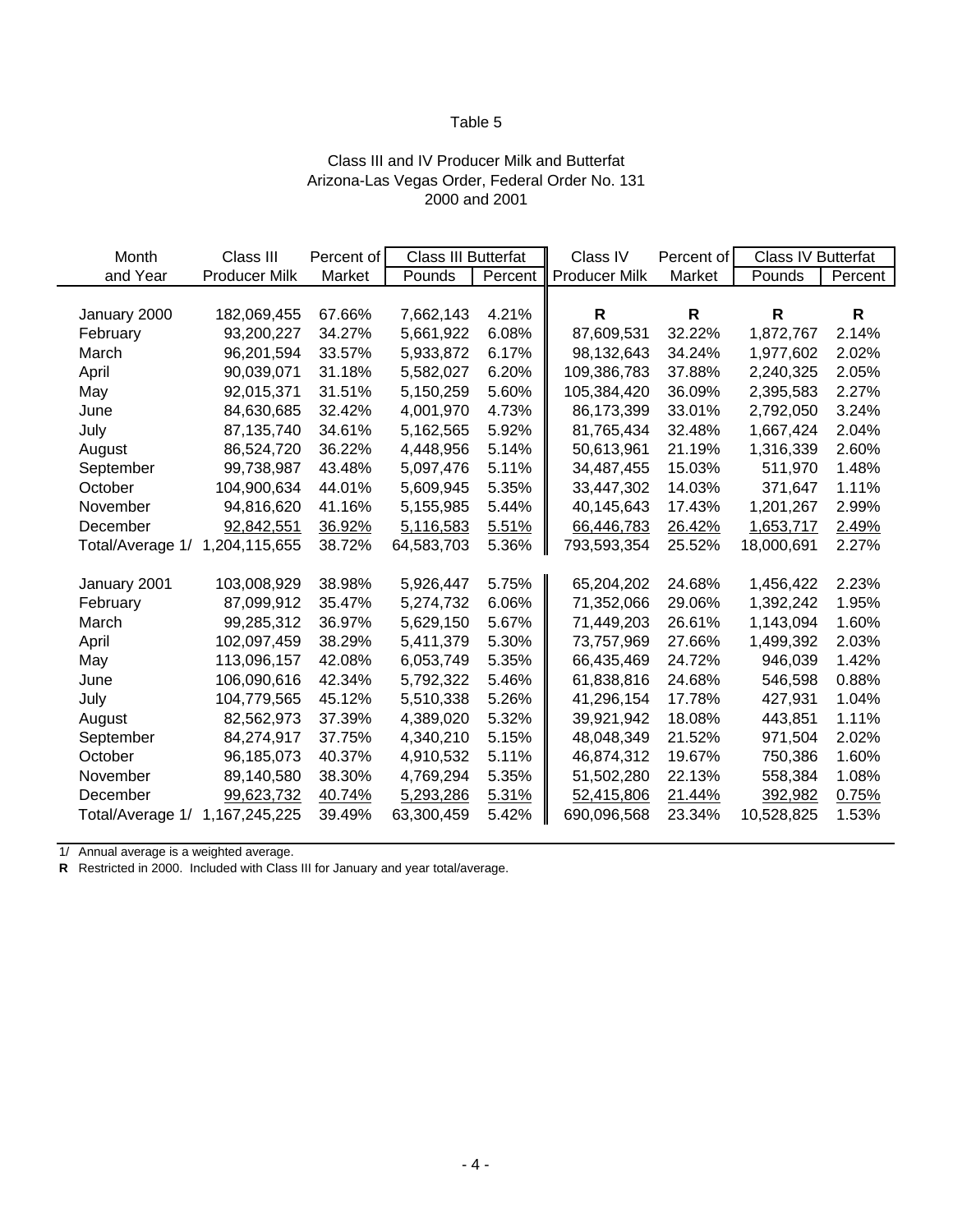Table 5

Class III and IV Producer Milk and Butterfat
Arizona-Las Vegas Order, Federal Order No. 131
2000 and 2001

| Month and Year | Class III Producer Milk | Percent of Market | Class III Butterfat Pounds | Class III Butterfat Percent | Class IV Producer Milk | Percent of Market | Class IV Butterfat Pounds | Class IV Butterfat Percent |
|---|---|---|---|---|---|---|---|---|
| January 2000 | 182,069,455 | 67.66% | 7,662,143 | 4.21% | **R** | **R** | **R** | **R** |
| February | 93,200,227 | 34.27% | 5,661,922 | 6.08% | 87,609,531 | 32.22% | 1,872,767 | 2.14% |
| March | 96,201,594 | 33.57% | 5,933,872 | 6.17% | 98,132,643 | 34.24% | 1,977,602 | 2.02% |
| April | 90,039,071 | 31.18% | 5,582,027 | 6.20% | 109,386,783 | 37.88% | 2,240,325 | 2.05% |
| May | 92,015,371 | 31.51% | 5,150,259 | 5.60% | 105,384,420 | 36.09% | 2,395,583 | 2.27% |
| June | 84,630,685 | 32.42% | 4,001,970 | 4.73% | 86,173,399 | 33.01% | 2,792,050 | 3.24% |
| July | 87,135,740 | 34.61% | 5,162,565 | 5.92% | 81,765,434 | 32.48% | 1,667,424 | 2.04% |
| August | 86,524,720 | 36.22% | 4,448,956 | 5.14% | 50,613,961 | 21.19% | 1,316,339 | 2.60% |
| September | 99,738,987 | 43.48% | 5,097,476 | 5.11% | 34,487,455 | 15.03% | 511,970 | 1.48% |
| October | 104,900,634 | 44.01% | 5,609,945 | 5.35% | 33,447,302 | 14.03% | 371,647 | 1.11% |
| November | 94,816,620 | 41.16% | 5,155,985 | 5.44% | 40,145,643 | 17.43% | 1,201,267 | 2.99% |
| December | 92,842,551 | 36.92% | 5,116,583 | 5.51% | 66,446,783 | 26.42% | 1,653,717 | 2.49% |
| Total/Average 1/ | 1,204,115,655 | 38.72% | 64,583,703 | 5.36% | 793,593,354 | 25.52% | 18,000,691 | 2.27% |
| | | | | | | | | |
| January 2001 | 103,008,929 | 38.98% | 5,926,447 | 5.75% | 65,204,202 | 24.68% | 1,456,422 | 2.23% |
| February | 87,099,912 | 35.47% | 5,274,732 | 6.06% | 71,352,066 | 29.06% | 1,392,242 | 1.95% |
| March | 99,285,312 | 36.97% | 5,629,150 | 5.67% | 71,449,203 | 26.61% | 1,143,094 | 1.60% |
| April | 102,097,459 | 38.29% | 5,411,379 | 5.30% | 73,757,969 | 27.66% | 1,499,392 | 2.03% |
| May | 113,096,157 | 42.08% | 6,053,749 | 5.35% | 66,435,469 | 24.72% | 946,039 | 1.42% |
| June | 106,090,616 | 42.34% | 5,792,322 | 5.46% | 61,838,816 | 24.68% | 546,598 | 0.88% |
| July | 104,779,565 | 45.12% | 5,510,338 | 5.26% | 41,296,154 | 17.78% | 427,931 | 1.04% |
| August | 82,562,973 | 37.39% | 4,389,020 | 5.32% | 39,921,942 | 18.08% | 443,851 | 1.11% |
| September | 84,274,917 | 37.75% | 4,340,210 | 5.15% | 48,048,349 | 21.52% | 971,504 | 2.02% |
| October | 96,185,073 | 40.37% | 4,910,532 | 5.11% | 46,874,312 | 19.67% | 750,386 | 1.60% |
| November | 89,140,580 | 38.30% | 4,769,294 | 5.35% | 51,502,280 | 22.13% | 558,384 | 1.08% |
| December | 99,623,732 | 40.74% | 5,293,286 | 5.31% | 52,415,806 | 21.44% | 392,982 | 0.75% |
| Total/Average 1/ | 1,167,245,225 | 39.49% | 63,300,459 | 5.42% | 690,096,568 | 23.34% | 10,528,825 | 1.53% |

1/ Annual average is a weighted average.

**R** Restricted in 2000. Included with Class III for January and year total/average.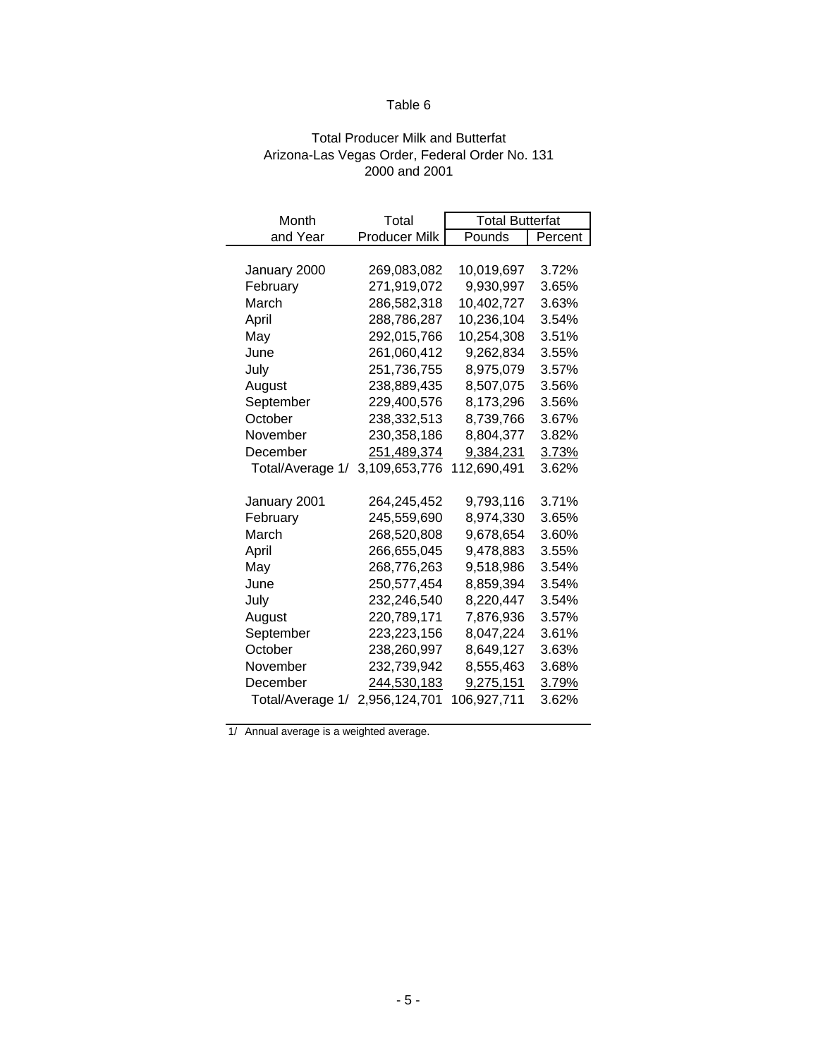Table 6

Total Producer Milk and Butterfat
Arizona-Las Vegas Order, Federal Order No. 131
2000 and 2001

| Month and Year | Total Producer Milk | Total Butterfat | |
|---|---|---|---|
| | | Pounds | Percent |
| January 2000 | 269,083,082 | 10,019,697 | 3.72% |
| February | 271,919,072 | 9,930,997 | 3.65% |
| March | 286,582,318 | 10,402,727 | 3.63% |
| April | 288,786,287 | 10,236,104 | 3.54% |
| May | 292,015,766 | 10,254,308 | 3.51% |
| June | 261,060,412 | 9,262,834 | 3.55% |
| July | 251,736,755 | 8,975,079 | 3.57% |
| August | 238,889,435 | 8,507,075 | 3.56% |
| September | 229,400,576 | 8,173,296 | 3.56% |
| October | 238,332,513 | 8,739,766 | 3.67% |
| November | 230,358,186 | 8,804,377 | 3.82% |
| December | 251,489,374 | 9,384,231 | 3.73% |
| Total/Average 1/ | 3,109,653,776 | 112,690,491 | 3.62% |
| | | | |
| January 2001 | 264,245,452 | 9,793,116 | 3.71% |
| February | 245,559,690 | 8,974,330 | 3.65% |
| March | 268,520,808 | 9,678,654 | 3.60% |
| April | 266,655,045 | 9,478,883 | 3.55% |
| May | 268,776,263 | 9,518,986 | 3.54% |
| June | 250,577,454 | 8,859,394 | 3.54% |
| July | 232,246,540 | 8,220,447 | 3.54% |
| August | 220,789,171 | 7,876,936 | 3.57% |
| September | 223,223,156 | 8,047,224 | 3.61% |
| October | 238,260,997 | 8,649,127 | 3.63% |
| November | 232,739,942 | 8,555,463 | 3.68% |
| December | 244,530,183 | 9,275,151 | 3.79% |
| Total/Average 1/ | 2,956,124,701 | 106,927,711 | 3.62% |

1/ Annual average is a weighted average.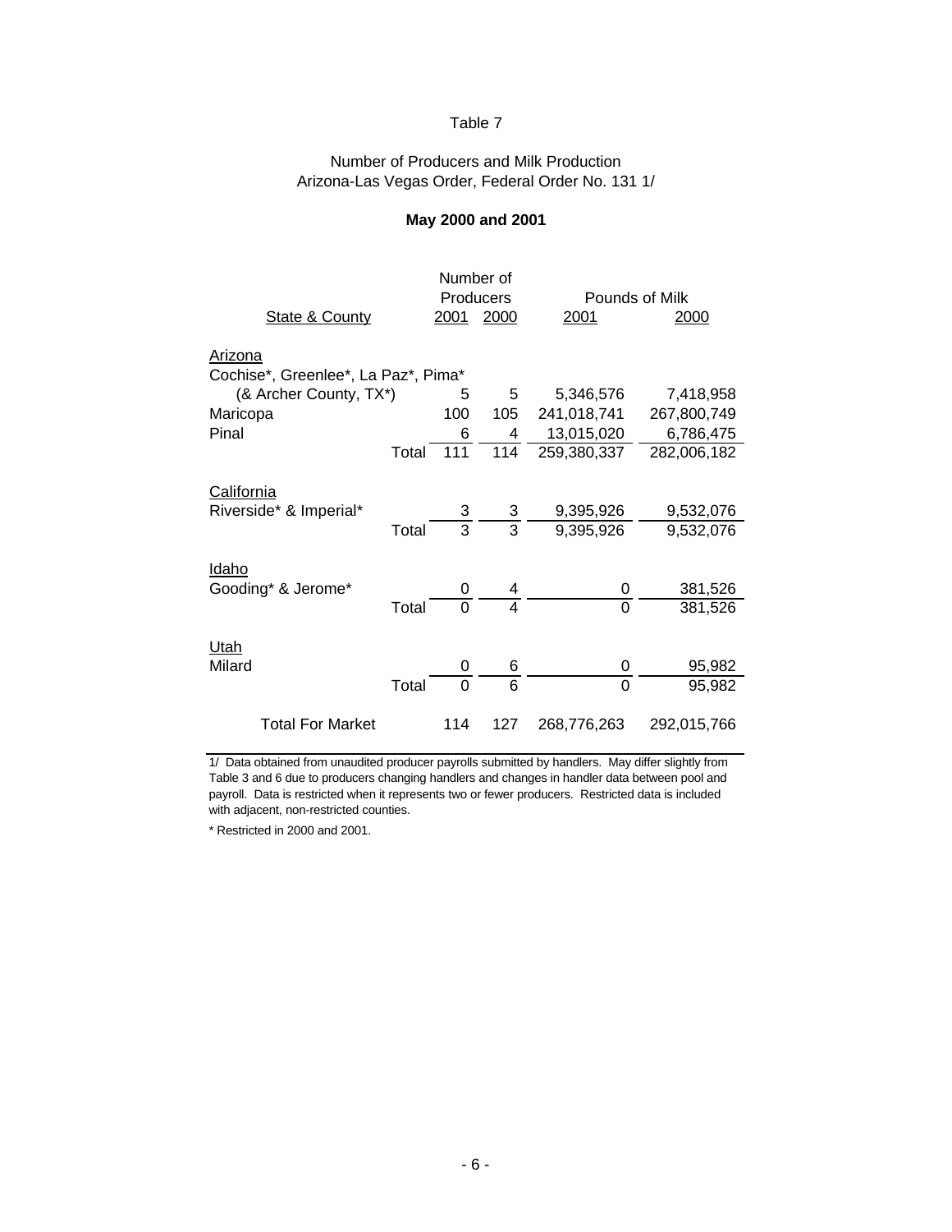Table 7

Number of Producers and Milk Production
Arizona-Las Vegas Order, Federal Order No. 131 1/

**May 2000 and 2001**

| State & County | | Number of Producers 2001 | Number of Producers 2000 | Pounds of Milk 2001 | Pounds of Milk 2000 |
|---|---|---|---|---|---|
| Arizona | | | | | |
| Cochise*, Greenlee*, La Paz*, Pima* (& Archer County, TX*) | | 5 | 5 | 5,346,576 | 7,418,958 |
| Maricopa | | 100 | 105 | 241,018,741 | 267,800,749 |
| Pinal | | 6 | 4 | 13,015,020 | 6,786,475 |
| | Total | 111 | 114 | 259,380,337 | 282,006,182 |
| California | | | | | |
| Riverside* & Imperial* | | 3 | 3 | 9,395,926 | 9,532,076 |
| | Total | 3 | 3 | 9,395,926 | 9,532,076 |
| Idaho | | | | | |
| Gooding* & Jerome* | | 0 | 4 | 0 | 381,526 |
| | Total | 0 | 4 | 0 | 381,526 |
| Utah | | | | | |
| Milard | | 0 | 6 | 0 | 95,982 |
| | Total | 0 | 6 | 0 | 95,982 |
| Total For Market | | 114 | 127 | 268,776,263 | 292,015,766 |

1/ Data obtained from unaudited producer payrolls submitted by handlers. May differ slightly from Table 3 and 6 due to producers changing handlers and changes in handler data between pool and payroll. Data is restricted when it represents two or fewer producers. Restricted data is included with adjacent, non-restricted counties.

* Restricted in 2000 and 2001.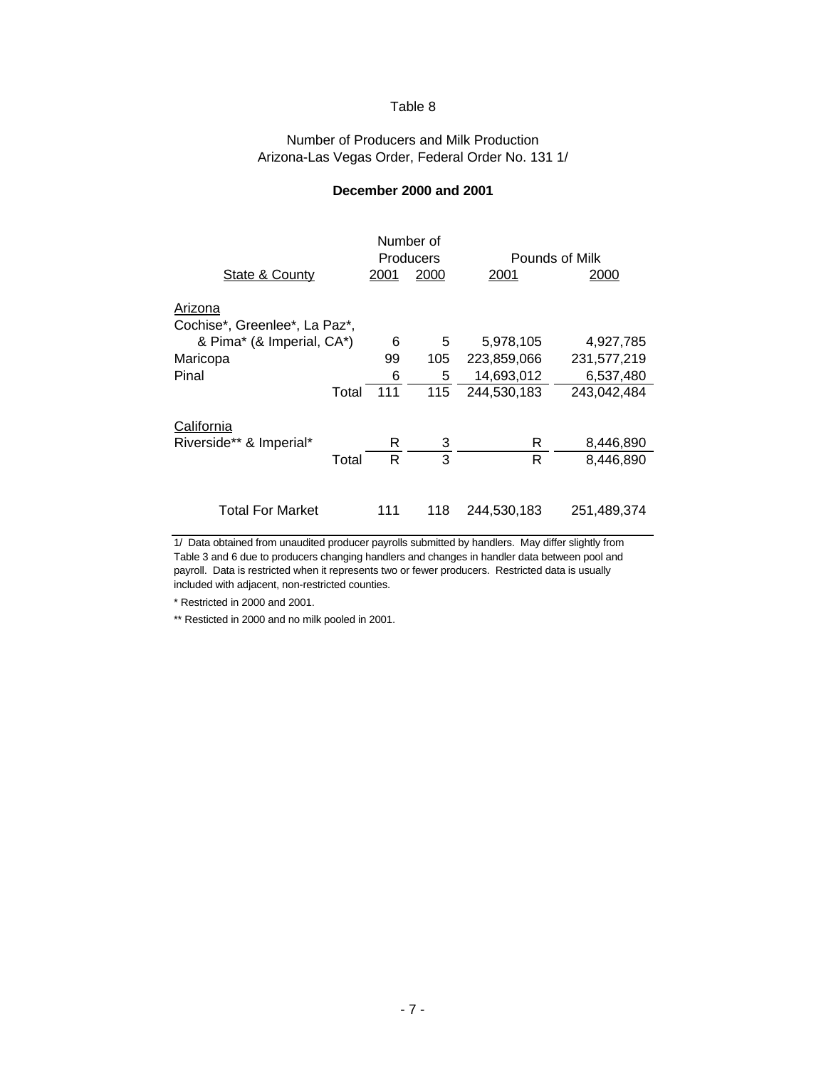Table 8

Number of Producers and Milk Production
Arizona-Las Vegas Order, Federal Order No. 131 1/

**December 2000 and 2001**

| State & County | | Number of Producers 2001 | 2000 | Pounds of Milk 2001 | 2000 |
|---|---|---|---|---|---|
| Arizona | | | | | |
| Cochise*, Greenlee*, La Paz*, & Pima* (& Imperial, CA*) | | 6 | 5 | 5,978,105 | 4,927,785 |
| Maricopa | | 99 | 105 | 223,859,066 | 231,577,219 |
| Pinal | | 6 | 5 | 14,693,012 | 6,537,480 |
| | Total | 111 | 115 | 244,530,183 | 243,042,484 |
| California | | | | | |
| Riverside** & Imperial* | | R | 3 | R | 8,446,890 |
| | Total | R | 3 | R | 8,446,890 |
| Total For Market | | 111 | 118 | 244,530,183 | 251,489,374 |

1/ Data obtained from unaudited producer payrolls submitted by handlers. May differ slightly from Table 3 and 6 due to producers changing handlers and changes in handler data between pool and payroll. Data is restricted when it represents two or fewer producers. Restricted data is usually included with adjacent, non-restricted counties.

* Restricted in 2000 and 2001.

** Resticted in 2000 and no milk pooled in 2001.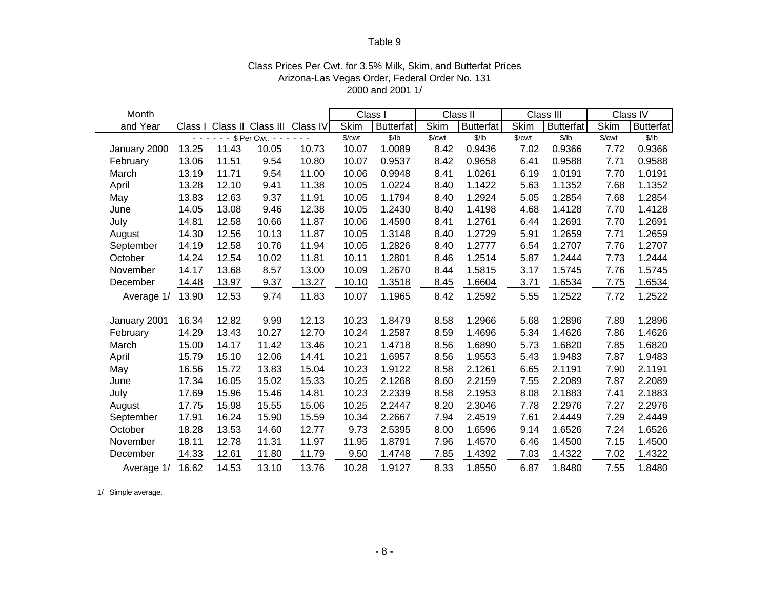Table 9

Class Prices Per Cwt. for 3.5% Milk, Skim, and Butterfat Prices
Arizona-Las Vegas Order, Federal Order No. 131
2000 and 2001 1/

| Month and Year | Class I | Class II | Class III | Class IV | Class I Skim | Class I Butterfat | Class II Skim | Class II Butterfat | Class III Skim | Class III Butterfat | Class IV Skim | Class IV Butterfat |
|---|---|---|---|---|---|---|---|---|---|---|---|---|
| | $ Per Cwt. | | | | $/cwt | $/lb | $/cwt | $/lb | $/cwt | $/lb | $/cwt | $/lb |
| January 2000 | 13.25 | 11.43 | 10.05 | 10.73 | 10.07 | 1.0089 | 8.42 | 0.9436 | 7.02 | 0.9366 | 7.72 | 0.9366 |
| February | 13.06 | 11.51 | 9.54 | 10.80 | 10.07 | 0.9537 | 8.42 | 0.9658 | 6.41 | 0.9588 | 7.71 | 0.9588 |
| March | 13.19 | 11.71 | 9.54 | 11.00 | 10.06 | 0.9948 | 8.41 | 1.0261 | 6.19 | 1.0191 | 7.70 | 1.0191 |
| April | 13.28 | 12.10 | 9.41 | 11.38 | 10.05 | 1.0224 | 8.40 | 1.1422 | 5.63 | 1.1352 | 7.68 | 1.1352 |
| May | 13.83 | 12.63 | 9.37 | 11.91 | 10.05 | 1.1794 | 8.40 | 1.2924 | 5.05 | 1.2854 | 7.68 | 1.2854 |
| June | 14.05 | 13.08 | 9.46 | 12.38 | 10.05 | 1.2430 | 8.40 | 1.4198 | 4.68 | 1.4128 | 7.70 | 1.4128 |
| July | 14.81 | 12.58 | 10.66 | 11.87 | 10.06 | 1.4590 | 8.41 | 1.2761 | 6.44 | 1.2691 | 7.70 | 1.2691 |
| August | 14.30 | 12.56 | 10.13 | 11.87 | 10.05 | 1.3148 | 8.40 | 1.2729 | 5.91 | 1.2659 | 7.71 | 1.2659 |
| September | 14.19 | 12.58 | 10.76 | 11.94 | 10.05 | 1.2826 | 8.40 | 1.2777 | 6.54 | 1.2707 | 7.76 | 1.2707 |
| October | 14.24 | 12.54 | 10.02 | 11.81 | 10.11 | 1.2801 | 8.46 | 1.2514 | 5.87 | 1.2444 | 7.73 | 1.2444 |
| November | 14.17 | 13.68 | 8.57 | 13.00 | 10.09 | 1.2670 | 8.44 | 1.5815 | 3.17 | 1.5745 | 7.76 | 1.5745 |
| December | 14.48 | 13.97 | 9.37 | 13.27 | 10.10 | 1.3518 | 8.45 | 1.6604 | 3.71 | 1.6534 | 7.75 | 1.6534 |
| Average 1/ | 13.90 | 12.53 | 9.74 | 11.83 | 10.07 | 1.1965 | 8.42 | 1.2592 | 5.55 | 1.2522 | 7.72 | 1.2522 |
| January 2001 | 16.34 | 12.82 | 9.99 | 12.13 | 10.23 | 1.8479 | 8.58 | 1.2966 | 5.68 | 1.2896 | 7.89 | 1.2896 |
| February | 14.29 | 13.43 | 10.27 | 12.70 | 10.24 | 1.2587 | 8.59 | 1.4696 | 5.34 | 1.4626 | 7.86 | 1.4626 |
| March | 15.00 | 14.17 | 11.42 | 13.46 | 10.21 | 1.4718 | 8.56 | 1.6890 | 5.73 | 1.6820 | 7.85 | 1.6820 |
| April | 15.79 | 15.10 | 12.06 | 14.41 | 10.21 | 1.6957 | 8.56 | 1.9553 | 5.43 | 1.9483 | 7.87 | 1.9483 |
| May | 16.56 | 15.72 | 13.83 | 15.04 | 10.23 | 1.9122 | 8.58 | 2.1261 | 6.65 | 2.1191 | 7.90 | 2.1191 |
| June | 17.34 | 16.05 | 15.02 | 15.33 | 10.25 | 2.1268 | 8.60 | 2.2159 | 7.55 | 2.2089 | 7.87 | 2.2089 |
| July | 17.69 | 15.96 | 15.46 | 14.81 | 10.23 | 2.2339 | 8.58 | 2.1953 | 8.08 | 2.1883 | 7.41 | 2.1883 |
| August | 17.75 | 15.98 | 15.55 | 15.06 | 10.25 | 2.2447 | 8.20 | 2.3046 | 7.78 | 2.2976 | 7.27 | 2.2976 |
| September | 17.91 | 16.24 | 15.90 | 15.59 | 10.34 | 2.2667 | 7.94 | 2.4519 | 7.61 | 2.4449 | 7.29 | 2.4449 |
| October | 18.28 | 13.53 | 14.60 | 12.77 | 9.73 | 2.5395 | 8.00 | 1.6596 | 9.14 | 1.6526 | 7.24 | 1.6526 |
| November | 18.11 | 12.78 | 11.31 | 11.97 | 11.95 | 1.8791 | 7.96 | 1.4570 | 6.46 | 1.4500 | 7.15 | 1.4500 |
| December | 14.33 | 12.61 | 11.80 | 11.79 | 9.50 | 1.4748 | 7.85 | 1.4392 | 7.03 | 1.4322 | 7.02 | 1.4322 |
| Average 1/ | 16.62 | 14.53 | 13.10 | 13.76 | 10.28 | 1.9127 | 8.33 | 1.8550 | 6.87 | 1.8480 | 7.55 | 1.8480 |

1/ Simple average.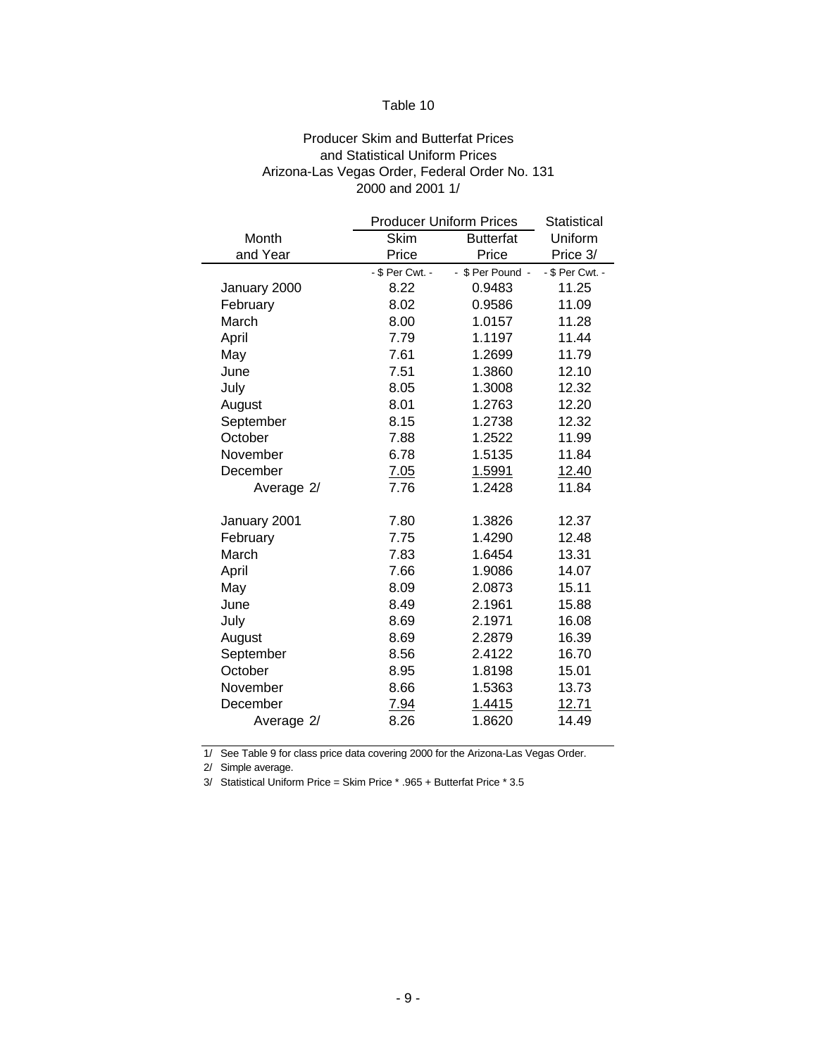Table 10

Producer Skim and Butterfat Prices
and Statistical Uniform Prices
Arizona-Las Vegas Order, Federal Order No. 131
2000 and 2001 1/

| Month and Year | Producer Uniform Prices Skim Price | Producer Uniform Prices Butterfat Price | Statistical Uniform Price 3/ |
|---|---|---|---|
| | - $ Per Cwt. - | - $ Per Pound - | - $ Per Cwt. - |
| January 2000 | 8.22 | 0.9483 | 11.25 |
| February | 8.02 | 0.9586 | 11.09 |
| March | 8.00 | 1.0157 | 11.28 |
| April | 7.79 | 1.1197 | 11.44 |
| May | 7.61 | 1.2699 | 11.79 |
| June | 7.51 | 1.3860 | 12.10 |
| July | 8.05 | 1.3008 | 12.32 |
| August | 8.01 | 1.2763 | 12.20 |
| September | 8.15 | 1.2738 | 12.32 |
| October | 7.88 | 1.2522 | 11.99 |
| November | 6.78 | 1.5135 | 11.84 |
| December | 7.05 | 1.5991 | 12.40 |
| Average 2/ | 7.76 | 1.2428 | 11.84 |
| | | | |
| January 2001 | 7.80 | 1.3826 | 12.37 |
| February | 7.75 | 1.4290 | 12.48 |
| March | 7.83 | 1.6454 | 13.31 |
| April | 7.66 | 1.9086 | 14.07 |
| May | 8.09 | 2.0873 | 15.11 |
| June | 8.49 | 2.1961 | 15.88 |
| July | 8.69 | 2.1971 | 16.08 |
| August | 8.69 | 2.2879 | 16.39 |
| September | 8.56 | 2.4122 | 16.70 |
| October | 8.95 | 1.8198 | 15.01 |
| November | 8.66 | 1.5363 | 13.73 |
| December | 7.94 | 1.4415 | 12.71 |
| Average 2/ | 8.26 | 1.8620 | 14.49 |

1/ See Table 9 for class price data covering 2000 for the Arizona-Las Vegas Order.

2/ Simple average.

3/ Statistical Uniform Price = Skim Price * .965 + Butterfat Price * 3.5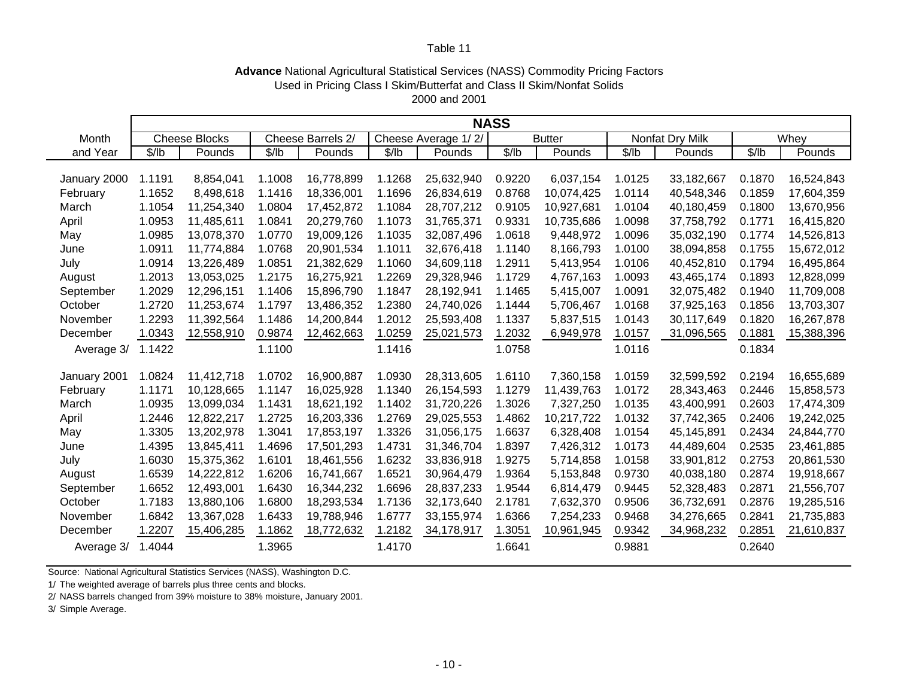Table 11

**Advance** National Agricultural Statistical Services (NASS) Commodity Pricing Factors
Used in Pricing Class I Skim/Butterfat and Class II Skim/Nonfat Solids
2000 and 2001

| Month | NASS | | | | | | | | | | | |
|---|---|---|---|---|---|---|---|---|---|---|---|---|
| | Cheese Blocks | | Cheese Barrels 2/ | | Cheese Average 1/ 2/ | | Butter | | Nonfat Dry Milk | | Whey | |
| and Year | $/lb | Pounds | $/lb | Pounds | $/lb | Pounds | $/lb | Pounds | $/lb | Pounds | $/lb | Pounds |
| January 2000 | 1.1191 | 8,854,041 | 1.1008 | 16,778,899 | 1.1268 | 25,632,940 | 0.9220 | 6,037,154 | 1.0125 | 33,182,667 | 0.1870 | 16,524,843 |
| February | 1.1652 | 8,498,618 | 1.1416 | 18,336,001 | 1.1696 | 26,834,619 | 0.8768 | 10,074,425 | 1.0114 | 40,548,346 | 0.1859 | 17,604,359 |
| March | 1.1054 | 11,254,340 | 1.0804 | 17,452,872 | 1.1084 | 28,707,212 | 0.9105 | 10,927,681 | 1.0104 | 40,180,459 | 0.1800 | 13,670,956 |
| April | 1.0953 | 11,485,611 | 1.0841 | 20,279,760 | 1.1073 | 31,765,371 | 0.9331 | 10,735,686 | 1.0098 | 37,758,792 | 0.1771 | 16,415,820 |
| May | 1.0985 | 13,078,370 | 1.0770 | 19,009,126 | 1.1035 | 32,087,496 | 1.0618 | 9,448,972 | 1.0096 | 35,032,190 | 0.1774 | 14,526,813 |
| June | 1.0911 | 11,774,884 | 1.0768 | 20,901,534 | 1.1011 | 32,676,418 | 1.1140 | 8,166,793 | 1.0100 | 38,094,858 | 0.1755 | 15,672,012 |
| July | 1.0914 | 13,226,489 | 1.0851 | 21,382,629 | 1.1060 | 34,609,118 | 1.2911 | 5,413,954 | 1.0106 | 40,452,810 | 0.1794 | 16,495,864 |
| August | 1.2013 | 13,053,025 | 1.2175 | 16,275,921 | 1.2269 | 29,328,946 | 1.1729 | 4,767,163 | 1.0093 | 43,465,174 | 0.1893 | 12,828,099 |
| September | 1.2029 | 12,296,151 | 1.1406 | 15,896,790 | 1.1847 | 28,192,941 | 1.1465 | 5,415,007 | 1.0091 | 32,075,482 | 0.1940 | 11,709,008 |
| October | 1.2720 | 11,253,674 | 1.1797 | 13,486,352 | 1.2380 | 24,740,026 | 1.1444 | 5,706,467 | 1.0168 | 37,925,163 | 0.1856 | 13,703,307 |
| November | 1.2293 | 11,392,564 | 1.1486 | 14,200,844 | 1.2012 | 25,593,408 | 1.1337 | 5,837,515 | 1.0143 | 30,117,649 | 0.1820 | 16,267,878 |
| December | 1.0343 | 12,558,910 | 0.9874 | 12,462,663 | 1.0259 | 25,021,573 | 1.2032 | 6,949,978 | 1.0157 | 31,096,565 | 0.1881 | 15,388,396 |
| Average 3/ | 1.1422 | | 1.1100 | | 1.1416 | | 1.0758 | | 1.0116 | | 0.1834 | |
| January 2001 | 1.0824 | 11,412,718 | 1.0702 | 16,900,887 | 1.0930 | 28,313,605 | 1.6110 | 7,360,158 | 1.0159 | 32,599,592 | 0.2194 | 16,655,689 |
| February | 1.1171 | 10,128,665 | 1.1147 | 16,025,928 | 1.1340 | 26,154,593 | 1.1279 | 11,439,763 | 1.0172 | 28,343,463 | 0.2446 | 15,858,573 |
| March | 1.0935 | 13,099,034 | 1.1431 | 18,621,192 | 1.1402 | 31,720,226 | 1.3026 | 7,327,250 | 1.0135 | 43,400,991 | 0.2603 | 17,474,309 |
| April | 1.2446 | 12,822,217 | 1.2725 | 16,203,336 | 1.2769 | 29,025,553 | 1.4862 | 10,217,722 | 1.0132 | 37,742,365 | 0.2406 | 19,242,025 |
| May | 1.3305 | 13,202,978 | 1.3041 | 17,853,197 | 1.3326 | 31,056,175 | 1.6637 | 6,328,408 | 1.0154 | 45,145,891 | 0.2434 | 24,844,770 |
| June | 1.4395 | 13,845,411 | 1.4696 | 17,501,293 | 1.4731 | 31,346,704 | 1.8397 | 7,426,312 | 1.0173 | 44,489,604 | 0.2535 | 23,461,885 |
| July | 1.6030 | 15,375,362 | 1.6101 | 18,461,556 | 1.6232 | 33,836,918 | 1.9275 | 5,714,858 | 1.0158 | 33,901,812 | 0.2753 | 20,861,530 |
| August | 1.6539 | 14,222,812 | 1.6206 | 16,741,667 | 1.6521 | 30,964,479 | 1.9364 | 5,153,848 | 0.9730 | 40,038,180 | 0.2874 | 19,918,667 |
| September | 1.6652 | 12,493,001 | 1.6430 | 16,344,232 | 1.6696 | 28,837,233 | 1.9544 | 6,814,479 | 0.9445 | 52,328,483 | 0.2871 | 21,556,707 |
| October | 1.7183 | 13,880,106 | 1.6800 | 18,293,534 | 1.7136 | 32,173,640 | 2.1781 | 7,632,370 | 0.9506 | 36,732,691 | 0.2876 | 19,285,516 |
| November | 1.6842 | 13,367,028 | 1.6433 | 19,788,946 | 1.6777 | 33,155,974 | 1.6366 | 7,254,233 | 0.9468 | 34,276,665 | 0.2841 | 21,735,883 |
| December | 1.2207 | 15,406,285 | 1.1862 | 18,772,632 | 1.2182 | 34,178,917 | 1.3051 | 10,961,945 | 0.9342 | 34,968,232 | 0.2851 | 21,610,837 |
| Average 3/ | 1.4044 | | 1.3965 | | 1.4170 | | 1.6641 | | 0.9881 | | 0.2640 | |

Source: National Agricultural Statistics Services (NASS), Washington D.C.

1/ The weighted average of barrels plus three cents and blocks.

2/ NASS barrels changed from 39% moisture to 38% moisture, January 2001.

3/ Simple Average.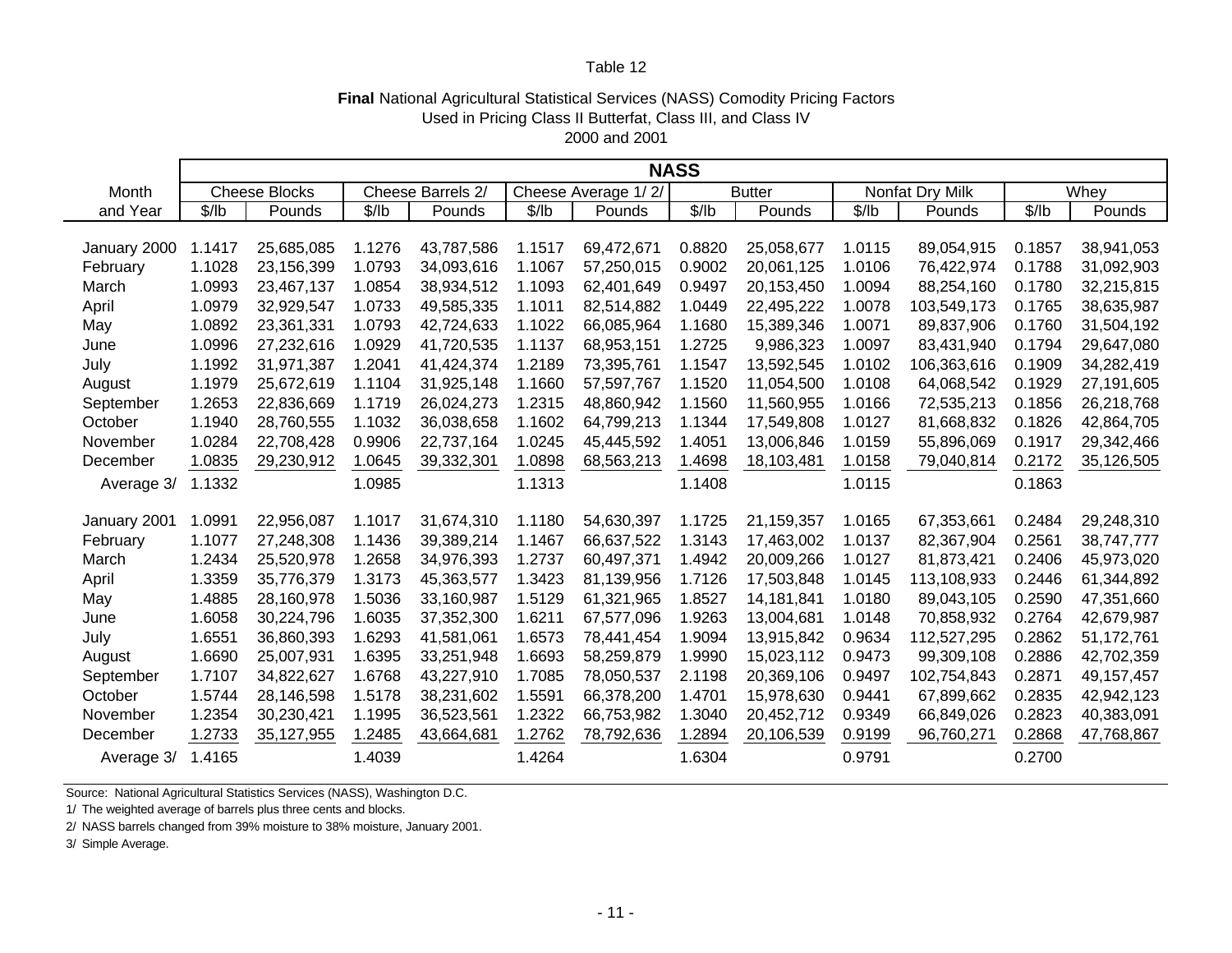Table 12

**Final** National Agricultural Statistical Services (NASS) Comodity Pricing Factors
Used in Pricing Class II Butterfat, Class III, and Class IV
2000 and 2001

| Month | NASS | | | | | | | | | | | |
|---|---|---|---|---|---|---|---|---|---|---|---|---|
| | Cheese Blocks | | Cheese Barrels 2/ | | Cheese Average 1/ 2/ | | Butter | | Nonfat Dry Milk | | Whey | |
| and Year | $/lb | Pounds | $/lb | Pounds | $/lb | Pounds | $/lb | Pounds | $/lb | Pounds | $/lb | Pounds |
| January 2000 | 1.1417 | 25,685,085 | 1.1276 | 43,787,586 | 1.1517 | 69,472,671 | 0.8820 | 25,058,677 | 1.0115 | 89,054,915 | 0.1857 | 38,941,053 |
| February | 1.1028 | 23,156,399 | 1.0793 | 34,093,616 | 1.1067 | 57,250,015 | 0.9002 | 20,061,125 | 1.0106 | 76,422,974 | 0.1788 | 31,092,903 |
| March | 1.0993 | 23,467,137 | 1.0854 | 38,934,512 | 1.1093 | 62,401,649 | 0.9497 | 20,153,450 | 1.0094 | 88,254,160 | 0.1780 | 32,215,815 |
| April | 1.0979 | 32,929,547 | 1.0733 | 49,585,335 | 1.1011 | 82,514,882 | 1.0449 | 22,495,222 | 1.0078 | 103,549,173 | 0.1765 | 38,635,987 |
| May | 1.0892 | 23,361,331 | 1.0793 | 42,724,633 | 1.1022 | 66,085,964 | 1.1680 | 15,389,346 | 1.0071 | 89,837,906 | 0.1760 | 31,504,192 |
| June | 1.0996 | 27,232,616 | 1.0929 | 41,720,535 | 1.1137 | 68,953,151 | 1.2725 | 9,986,323 | 1.0097 | 83,431,940 | 0.1794 | 29,647,080 |
| July | 1.1992 | 31,971,387 | 1.2041 | 41,424,374 | 1.2189 | 73,395,761 | 1.1547 | 13,592,545 | 1.0102 | 106,363,616 | 0.1909 | 34,282,419 |
| August | 1.1979 | 25,672,619 | 1.1104 | 31,925,148 | 1.1660 | 57,597,767 | 1.1520 | 11,054,500 | 1.0108 | 64,068,542 | 0.1929 | 27,191,605 |
| September | 1.2653 | 22,836,669 | 1.1719 | 26,024,273 | 1.2315 | 48,860,942 | 1.1560 | 11,560,955 | 1.0166 | 72,535,213 | 0.1856 | 26,218,768 |
| October | 1.1940 | 28,760,555 | 1.1032 | 36,038,658 | 1.1602 | 64,799,213 | 1.1344 | 17,549,808 | 1.0127 | 81,668,832 | 0.1826 | 42,864,705 |
| November | 1.0284 | 22,708,428 | 0.9906 | 22,737,164 | 1.0245 | 45,445,592 | 1.4051 | 13,006,846 | 1.0159 | 55,896,069 | 0.1917 | 29,342,466 |
| December | 1.0835 | 29,230,912 | 1.0645 | 39,332,301 | 1.0898 | 68,563,213 | 1.4698 | 18,103,481 | 1.0158 | 79,040,814 | 0.2172 | 35,126,505 |
| Average 3/ | 1.1332 | | 1.0985 | | 1.1313 | | 1.1408 | | 1.0115 | | 0.1863 | |
| January 2001 | 1.0991 | 22,956,087 | 1.1017 | 31,674,310 | 1.1180 | 54,630,397 | 1.1725 | 21,159,357 | 1.0165 | 67,353,661 | 0.2484 | 29,248,310 |
| February | 1.1077 | 27,248,308 | 1.1436 | 39,389,214 | 1.1467 | 66,637,522 | 1.3143 | 17,463,002 | 1.0137 | 82,367,904 | 0.2561 | 38,747,777 |
| March | 1.2434 | 25,520,978 | 1.2658 | 34,976,393 | 1.2737 | 60,497,371 | 1.4942 | 20,009,266 | 1.0127 | 81,873,421 | 0.2406 | 45,973,020 |
| April | 1.3359 | 35,776,379 | 1.3173 | 45,363,577 | 1.3423 | 81,139,956 | 1.7126 | 17,503,848 | 1.0145 | 113,108,933 | 0.2446 | 61,344,892 |
| May | 1.4885 | 28,160,978 | 1.5036 | 33,160,987 | 1.5129 | 61,321,965 | 1.8527 | 14,181,841 | 1.0180 | 89,043,105 | 0.2590 | 47,351,660 |
| June | 1.6058 | 30,224,796 | 1.6035 | 37,352,300 | 1.6211 | 67,577,096 | 1.9263 | 13,004,681 | 1.0148 | 70,858,932 | 0.2764 | 42,679,987 |
| July | 1.6551 | 36,860,393 | 1.6293 | 41,581,061 | 1.6573 | 78,441,454 | 1.9094 | 13,915,842 | 0.9634 | 112,527,295 | 0.2862 | 51,172,761 |
| August | 1.6690 | 25,007,931 | 1.6395 | 33,251,948 | 1.6693 | 58,259,879 | 1.9990 | 15,023,112 | 0.9473 | 99,309,108 | 0.2886 | 42,702,359 |
| September | 1.7107 | 34,822,627 | 1.6768 | 43,227,910 | 1.7085 | 78,050,537 | 2.1198 | 20,369,106 | 0.9497 | 102,754,843 | 0.2871 | 49,157,457 |
| October | 1.5744 | 28,146,598 | 1.5178 | 38,231,602 | 1.5591 | 66,378,200 | 1.4701 | 15,978,630 | 0.9441 | 67,899,662 | 0.2835 | 42,942,123 |
| November | 1.2354 | 30,230,421 | 1.1995 | 36,523,561 | 1.2322 | 66,753,982 | 1.3040 | 20,452,712 | 0.9349 | 66,849,026 | 0.2823 | 40,383,091 |
| December | 1.2733 | 35,127,955 | 1.2485 | 43,664,681 | 1.2762 | 78,792,636 | 1.2894 | 20,106,539 | 0.9199 | 96,760,271 | 0.2868 | 47,768,867 |
| Average 3/ | 1.4165 | | 1.4039 | | 1.4264 | | 1.6304 | | 0.9791 | | 0.2700 | |

Source: National Agricultural Statistics Services (NASS), Washington D.C.

1/ The weighted average of barrels plus three cents and blocks.

2/ NASS barrels changed from 39% moisture to 38% moisture, January 2001.

3/ Simple Average.